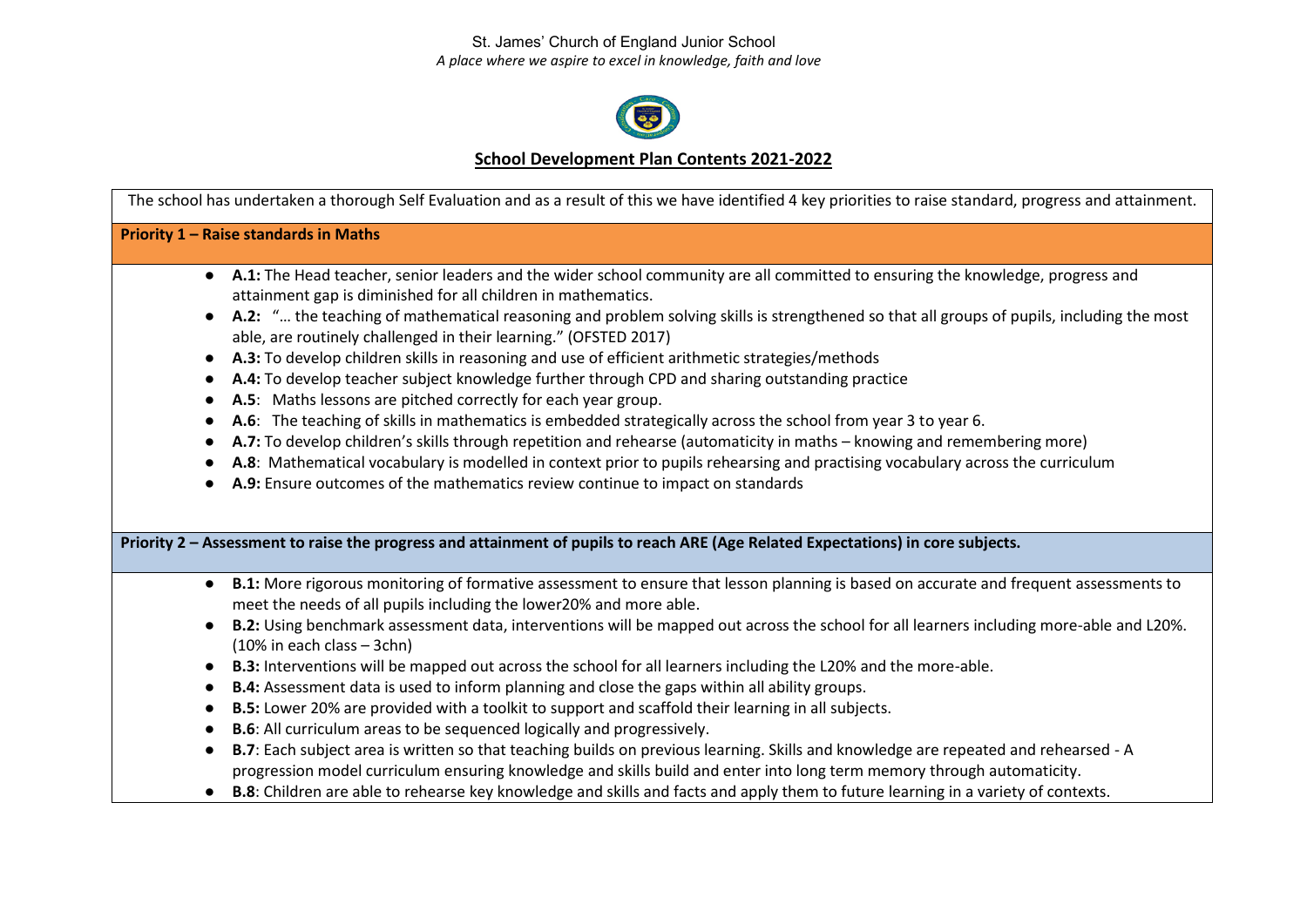St. James' Church of England Junior School

*A place where we aspire to excel in knowledge, faith and love*

# School Development Plan Contents 2021-2022

The school has undertaken a thorough Self Evaluation and as a result of this we have identified 4 key priorities to raise standard, progress and attainment.

## Priority 1 – Raise standards in Maths

- **A.1:** The Head teacher, senior leaders and the wider school community are all committed to ensuring the knowledge, progress and attainment gap is diminished for all children in mathematics.
- **A.2:** "… the teaching of mathematical reasoning and problem solving skills is strengthened so that all groups of pupils, including the most able, are routinely challenged in their learning." (OFSTED 2017)
- **A.3:** To develop children skills in reasoning and use of efficient arithmetic strategies/methods
- **A.4:** To develop teacher subject knowledge further through CPD and sharing outstanding practice
- **A.5**: Maths lessons are pitched correctly for each year group.
- **A.6**: The teaching of skills in mathematics is embedded strategically across the school from year 3 to year 6.
- **A.7:** To develop children's skills through repetition and rehearse (automaticity in maths – knowing and remembering more)
- **A.8**: Mathematical vocabulary is modelled in context prior to pupils rehearsing and practising vocabulary across the curriculum
- **A.9:** Ensure outcomes of the mathematics review continue to impact on standards

## Priority 2 – Assessment to raise the progress and attainment of pupils to reach ARE (Age Related Expectations) in core subjects.

- **B.1:** More rigorous monitoring of formative assessment to ensure that lesson planning is based on accurate and frequent assessments to meet the needs of all pupils including the lower20% and more able.
- **B.2:** Using benchmark assessment data, interventions will be mapped out across the school for all learners including more-able and L20%. (10% in each class – 3chn)
- **B.3:** Interventions will be mapped out across the school for all learners including the L20% and the more-able.
- **B.4:** Assessment data is used to inform planning and close the gaps within all ability groups.
- **B.5:** Lower 20% are provided with a toolkit to support and scaffold their learning in all subjects.
- **B.6**: All curriculum areas to be sequenced logically and progressively.
- **B.7**: Each subject area is written so that teaching builds on previous learning. Skills and knowledge are repeated and rehearsed - A progression model curriculum ensuring knowledge and skills build and enter into long term memory through automaticity.
- **B.8**: Children are able to rehearse key knowledge and skills and facts and apply them to future learning in a variety of contexts.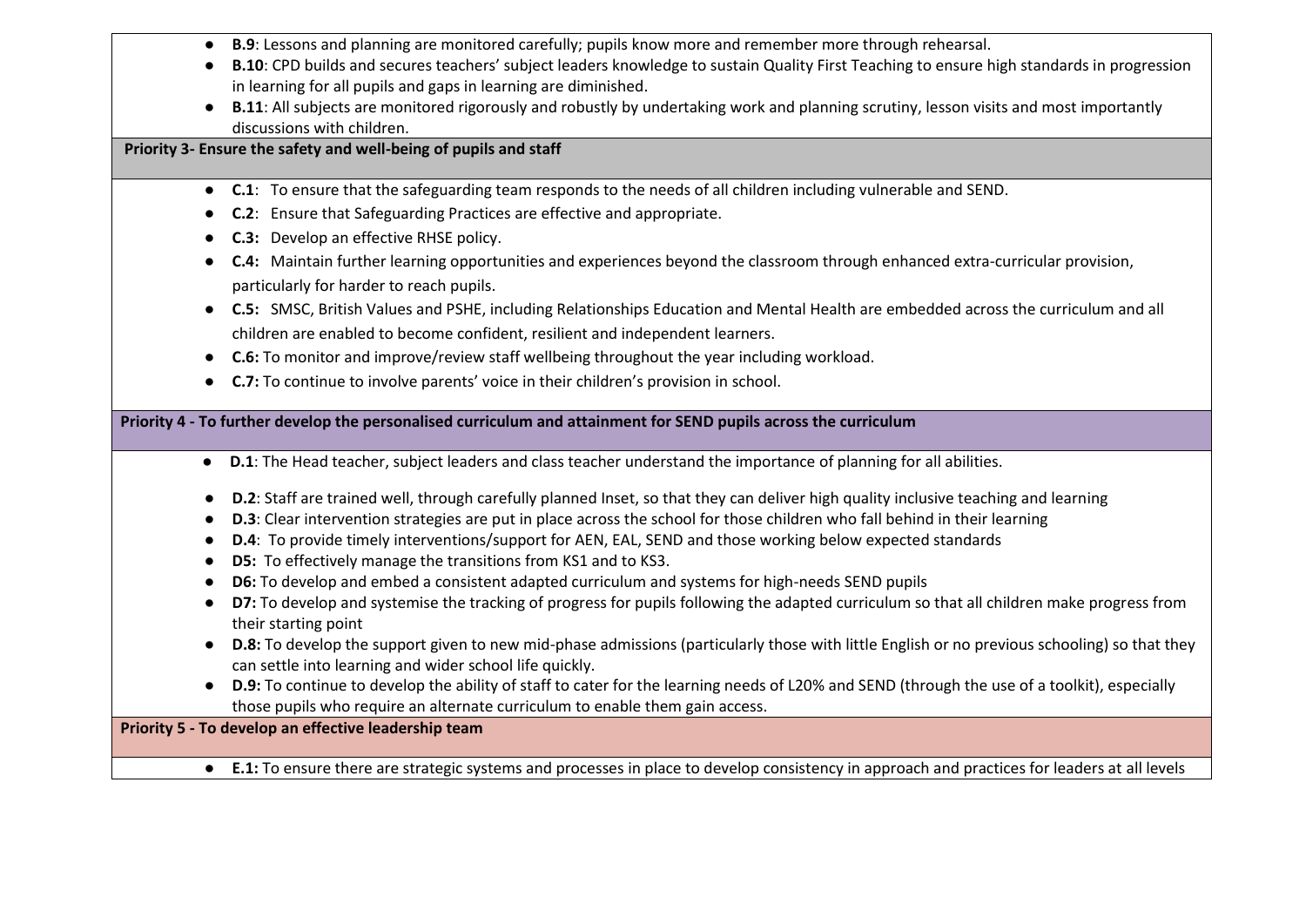- **B.9**: Lessons and planning are monitored carefully; pupils know more and remember more through rehearsal.
- **B.10**: CPD builds and secures teachers' subject leaders knowledge to sustain Quality First Teaching to ensure high standards in progression in learning for all pupils and gaps in learning are diminished.
- **B.11**: All subjects are monitored rigorously and robustly by undertaking work and planning scrutiny, lesson visits and most importantly discussions with children.

**Priority 3- Ensure the safety and well-being of pupils and staff**

- **C.1**: To ensure that the safeguarding team responds to the needs of all children including vulnerable and SEND.
- **C.2**: Ensure that Safeguarding Practices are effective and appropriate.
- **C.3:** Develop an effective RHSE policy.
- **C.4:** Maintain further learning opportunities and experiences beyond the classroom through enhanced extra-curricular provision, particularly for harder to reach pupils.
- **C.5:** SMSC, British Values and PSHE, including Relationships Education and Mental Health are embedded across the curriculum and all children are enabled to become confident, resilient and independent learners.
- **C.6:** To monitor and improve/review staff wellbeing throughout the year including workload.
- **C.7:** To continue to involve parents' voice in their children's provision in school.

**Priority 4 - To further develop the personalised curriculum and attainment for SEND pupils across the curriculum**

- **D.1**: The Head teacher, subject leaders and class teacher understand the importance of planning for all abilities.
- **D.2**: Staff are trained well, through carefully planned Inset, so that they can deliver high quality inclusive teaching and learning
- **D.3**: Clear intervention strategies are put in place across the school for those children who fall behind in their learning
- **D.4**: To provide timely interventions/support for AEN, EAL, SEND and those working below expected standards
- **D5:** To effectively manage the transitions from KS1 and to KS3.
- **D6:** To develop and embed a consistent adapted curriculum and systems for high-needs SEND pupils
- **D7:** To develop and systemise the tracking of progress for pupils following the adapted curriculum so that all children make progress from their starting point
- **D.8:** To develop the support given to new mid-phase admissions (particularly those with little English or no previous schooling) so that they can settle into learning and wider school life quickly.
- **D.9:** To continue to develop the ability of staff to cater for the learning needs of L20% and SEND (through the use of a toolkit), especially those pupils who require an alternate curriculum to enable them gain access.

**Priority 5 - To develop an effective leadership team**

- **E.1:** To ensure there are strategic systems and processes in place to develop consistency in approach and practices for leaders at all levels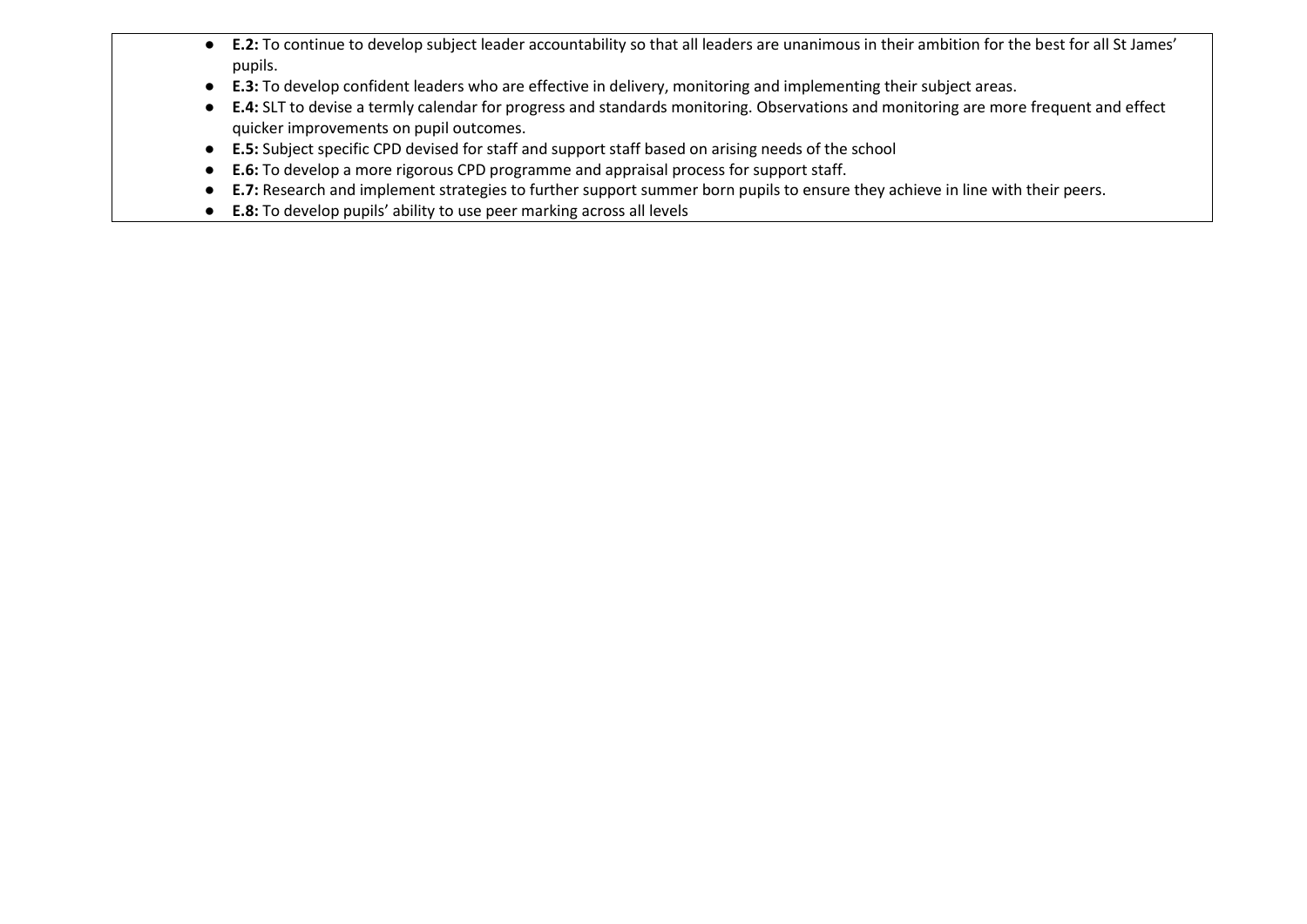- **E.2:** To continue to develop subject leader accountability so that all leaders are unanimous in their ambition for the best for all St James' pupils.
- **E.3:** To develop confident leaders who are effective in delivery, monitoring and implementing their subject areas.
- **E.4:** SLT to devise a termly calendar for progress and standards monitoring. Observations and monitoring are more frequent and effect quicker improvements on pupil outcomes.
- **E.5:** Subject specific CPD devised for staff and support staff based on arising needs of the school
- **E.6:** To develop a more rigorous CPD programme and appraisal process for support staff.
- **E.7:** Research and implement strategies to further support summer born pupils to ensure they achieve in line with their peers.
- **E.8:** To develop pupils' ability to use peer marking across all levels